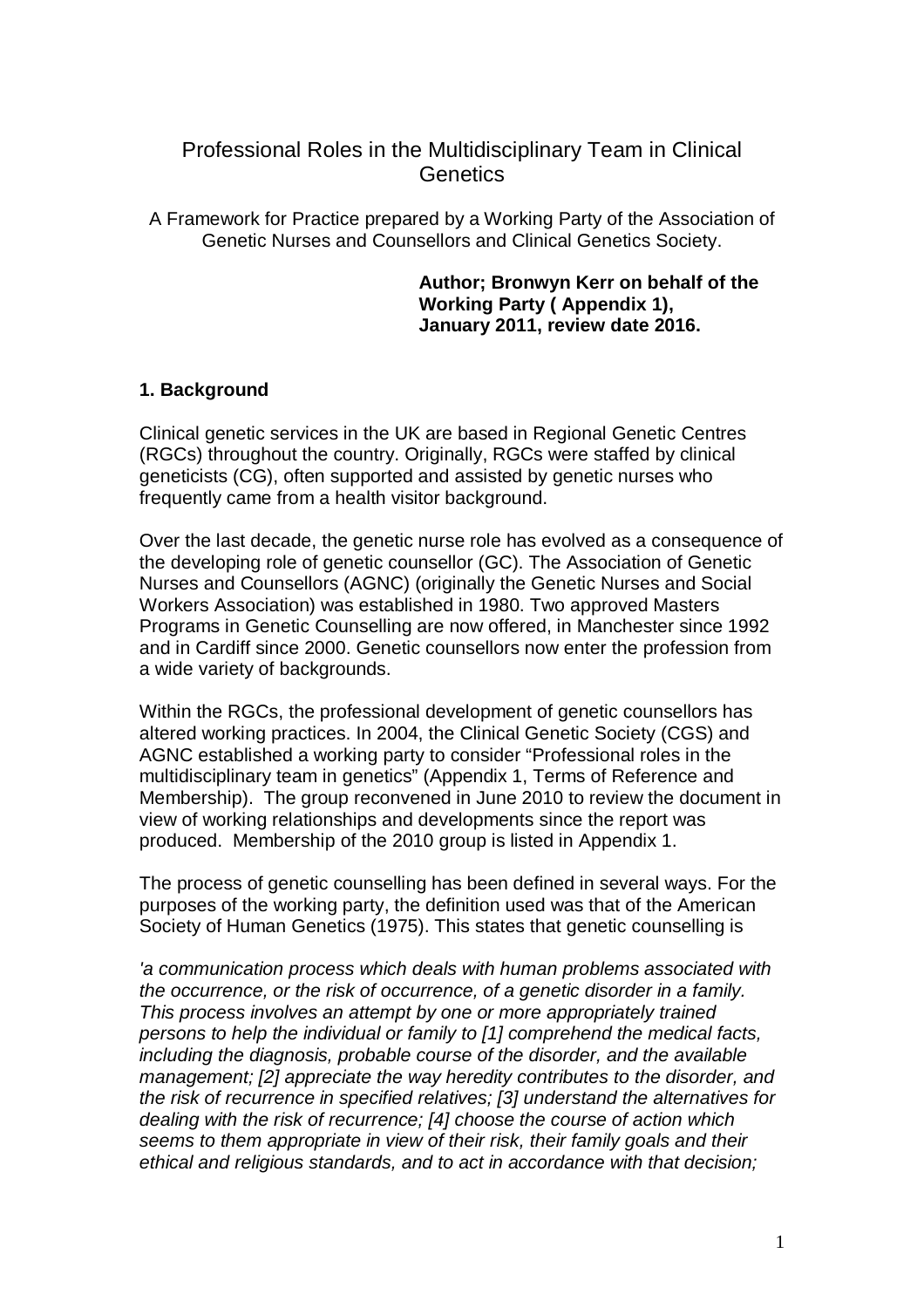# Professional Roles in the Multidisciplinary Team in Clinical Genetics

A Framework for Practice prepared by a Working Party of the Association of Genetic Nurses and Counsellors and Clinical Genetics Society.

**Author; Bronwyn Kerr on behalf of the Working Party ( Appendix 1), January 2011, review date 2016.**

## 1. Background

Clinical genetic services in the UK are based in Regional Genetic Centres (RGCs) throughout the country. Originally, RGCs were staffed by clinical geneticists (CG), often supported and assisted by genetic nurses who frequently came from a health visitor background.

Over the last decade, the genetic nurse role has evolved as a consequence of the developing role of genetic counsellor (GC). The Association of Genetic Nurses and Counsellors (AGNC) (originally the Genetic Nurses and Social Workers Association) was established in 1980. Two approved Masters Programs in Genetic Counselling are now offered, in Manchester since 1992 and in Cardiff since 2000. Genetic counsellors now enter the profession from a wide variety of backgrounds.

Within the RGCs, the professional development of genetic counsellors has altered working practices. In 2004, the Clinical Genetic Society (CGS) and AGNC established a working party to consider "Professional roles in the multidisciplinary team in genetics" (Appendix 1, Terms of Reference and Membership). The group reconvened in June 2010 to review the document in view of working relationships and developments since the report was produced. Membership of the 2010 group is listed in Appendix 1.

The process of genetic counselling has been defined in several ways. For the purposes of the working party, the definition used was that of the American Society of Human Genetics (1975). This states that genetic counselling is

*'a communication process which deals with human problems associated with the occurrence, or the risk of occurrence, of a genetic disorder in a family. This process involves an attempt by one or more appropriately trained persons to help the individual or family to [1] comprehend the medical facts, including the diagnosis, probable course of the disorder, and the available management; [2] appreciate the way heredity contributes to the disorder, and the risk of recurrence in specified relatives; [3] understand the alternatives for dealing with the risk of recurrence; [4] choose the course of action which seems to them appropriate in view of their risk, their family goals and their ethical and religious standards, and to act in accordance with that decision;*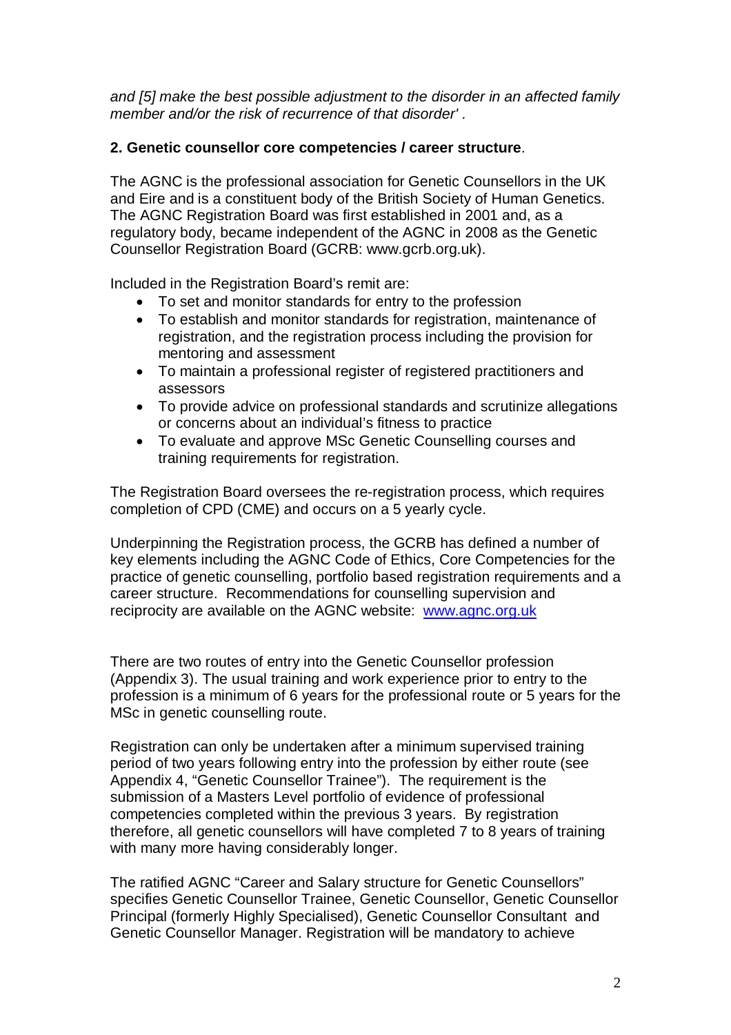*and [5] make the best possible adjustment to the disorder in an affected family member and/or the risk of recurrence of that disorder' .*

## 2. Genetic counsellor core competencies / career structure.

The AGNC is the professional association for Genetic Counsellors in the UK and Eire and is a constituent body of the British Society of Human Genetics. The AGNC Registration Board was first established in 2001 and, as a regulatory body, became independent of the AGNC in 2008 as the Genetic Counsellor Registration Board (GCRB: www.gcrb.org.uk).

Included in the Registration Board's remit are:

- To set and monitor standards for entry to the profession
- To establish and monitor standards for registration, maintenance of registration, and the registration process including the provision for mentoring and assessment
- To maintain a professional register of registered practitioners and assessors
- To provide advice on professional standards and scrutinize allegations or concerns about an individual's fitness to practice
- To evaluate and approve MSc Genetic Counselling courses and training requirements for registration.

The Registration Board oversees the re-registration process, which requires completion of CPD (CME) and occurs on a 5 yearly cycle.

Underpinning the Registration process, the GCRB has defined a number of key elements including the AGNC Code of Ethics, Core Competencies for the practice of genetic counselling, portfolio based registration requirements and a career structure. Recommendations for counselling supervision and reciprocity are available on the AGNC website: [www.agnc.org.uk](http://www.agnc.org.uk)

There are two routes of entry into the Genetic Counsellor profession (Appendix 3). The usual training and work experience prior to entry to the profession is a minimum of 6 years for the professional route or 5 years for the MSc in genetic counselling route.

Registration can only be undertaken after a minimum supervised training period of two years following entry into the profession by either route (see Appendix 4, "Genetic Counsellor Trainee"). The requirement is the submission of a Masters Level portfolio of evidence of professional competencies completed within the previous 3 years. By registration therefore, all genetic counsellors will have completed 7 to 8 years of training with many more having considerably longer.

The ratified AGNC "Career and Salary structure for Genetic Counsellors" specifies Genetic Counsellor Trainee, Genetic Counsellor, Genetic Counsellor Principal (formerly Highly Specialised), Genetic Counsellor Consultant and Genetic Counsellor Manager. Registration will be mandatory to achieve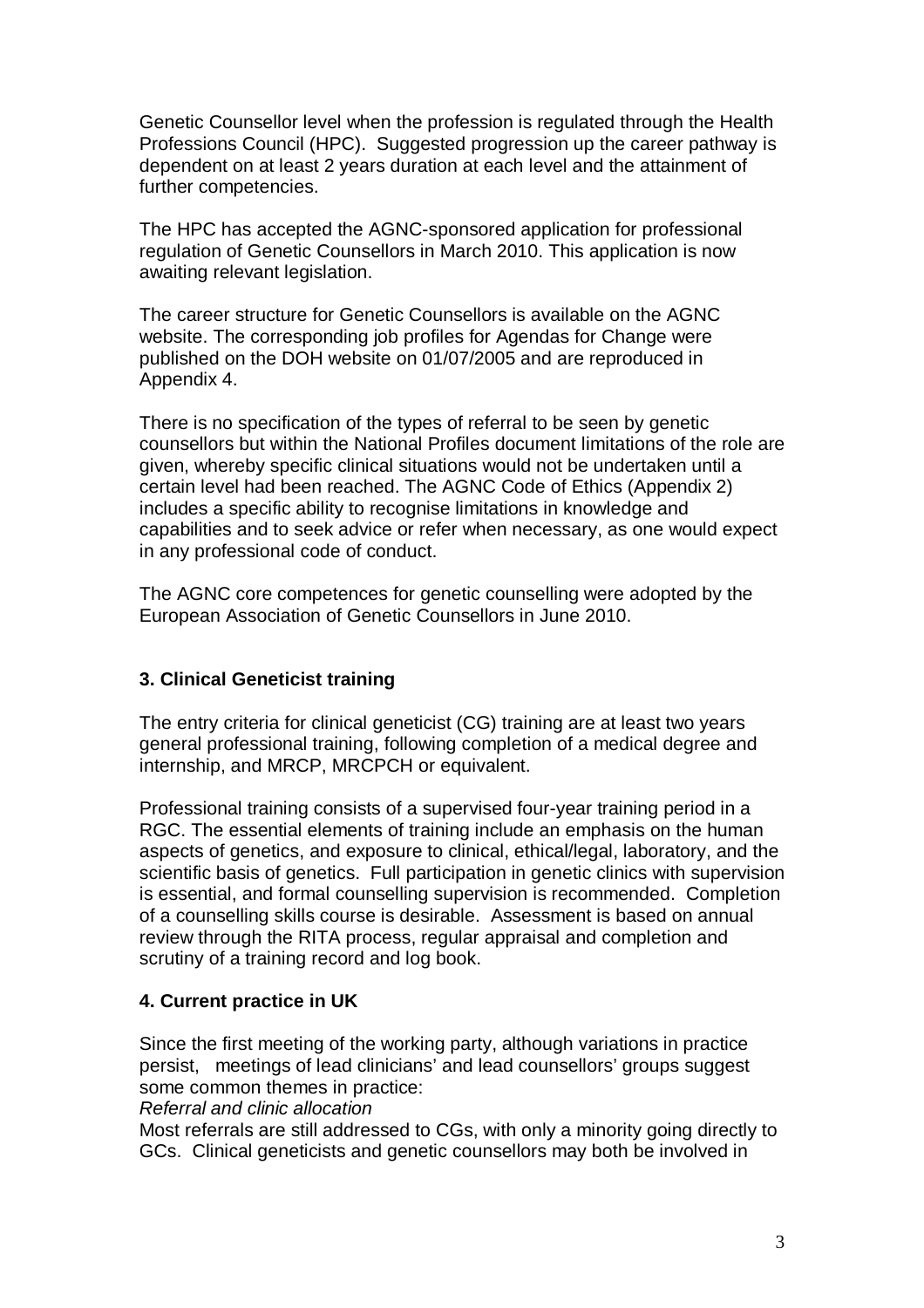Genetic Counsellor level when the profession is regulated through the Health Professions Council (HPC). Suggested progression up the career pathway is dependent on at least 2 years duration at each level and the attainment of further competencies.

The HPC has accepted the AGNC-sponsored application for professional regulation of Genetic Counsellors in March 2010. This application is now awaiting relevant legislation.

The career structure for Genetic Counsellors is available on the AGNC website. The corresponding job profiles for Agendas for Change were published on the DOH website on 01/07/2005 and are reproduced in Appendix 4.

There is no specification of the types of referral to be seen by genetic counsellors but within the National Profiles document limitations of the role are given, whereby specific clinical situations would not be undertaken until a certain level had been reached. The AGNC Code of Ethics (Appendix 2) includes a specific ability to recognise limitations in knowledge and capabilities and to seek advice or refer when necessary, as one would expect in any professional code of conduct.

The AGNC core competences for genetic counselling were adopted by the European Association of Genetic Counsellors in June 2010.

## 3. Clinical Geneticist training

The entry criteria for clinical geneticist (CG) training are at least two years general professional training, following completion of a medical degree and internship, and MRCP, MRCPCH or equivalent.

Professional training consists of a supervised four-year training period in a RGC. The essential elements of training include an emphasis on the human aspects of genetics, and exposure to clinical, ethical/legal, laboratory, and the scientific basis of genetics. Full participation in genetic clinics with supervision is essential, and formal counselling supervision is recommended. Completion of a counselling skills course is desirable. Assessment is based on annual review through the RITA process, regular appraisal and completion and scrutiny of a training record and log book.

## 4. Current practice in UK

Since the first meeting of the working party, although variations in practice persist, meetings of lead clinicians' and lead counsellors' groups suggest some common themes in practice:

*Referral and clinic allocation*

Most referrals are still addressed to CGs, with only a minority going directly to GCs. Clinical geneticists and genetic counsellors may both be involved in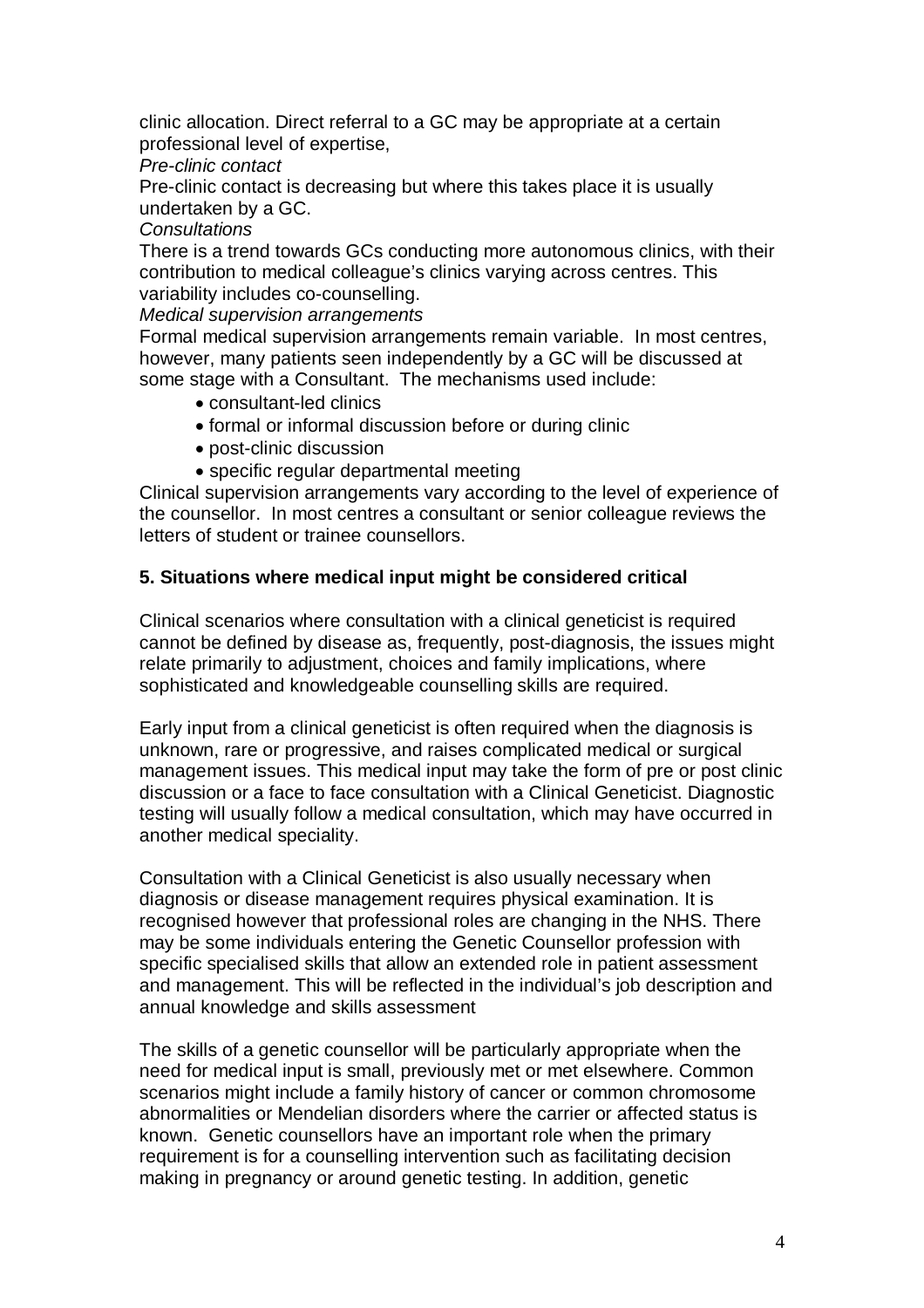clinic allocation. Direct referral to a GC may be appropriate at a certain professional level of expertise,

*Pre-clinic contact*

Pre-clinic contact is decreasing but where this takes place it is usually undertaken by a GC.

*Consultations*

There is a trend towards GCs conducting more autonomous clinics, with their contribution to medical colleague's clinics varying across centres. This variability includes co-counselling.

*Medical supervision arrangements*

Formal medical supervision arrangements remain variable. In most centres, however, many patients seen independently by a GC will be discussed at some stage with a Consultant. The mechanisms used include:

- consultant-led clinics
- formal or informal discussion before or during clinic
- post-clinic discussion
- specific regular departmental meeting

Clinical supervision arrangements vary according to the level of experience of the counsellor. In most centres a consultant or senior colleague reviews the letters of student or trainee counsellors.

## 5. Situations where medical input might be considered critical

Clinical scenarios where consultation with a clinical geneticist is required cannot be defined by disease as, frequently, post-diagnosis, the issues might relate primarily to adjustment, choices and family implications, where sophisticated and knowledgeable counselling skills are required.

Early input from a clinical geneticist is often required when the diagnosis is unknown, rare or progressive, and raises complicated medical or surgical management issues. This medical input may take the form of pre or post clinic discussion or a face to face consultation with a Clinical Geneticist. Diagnostic testing will usually follow a medical consultation, which may have occurred in another medical speciality.

Consultation with a Clinical Geneticist is also usually necessary when diagnosis or disease management requires physical examination. It is recognised however that professional roles are changing in the NHS. There may be some individuals entering the Genetic Counsellor profession with specific specialised skills that allow an extended role in patient assessment and management. This will be reflected in the individual's job description and annual knowledge and skills assessment

The skills of a genetic counsellor will be particularly appropriate when the need for medical input is small, previously met or met elsewhere. Common scenarios might include a family history of cancer or common chromosome abnormalities or Mendelian disorders where the carrier or affected status is known. Genetic counsellors have an important role when the primary requirement is for a counselling intervention such as facilitating decision making in pregnancy or around genetic testing. In addition, genetic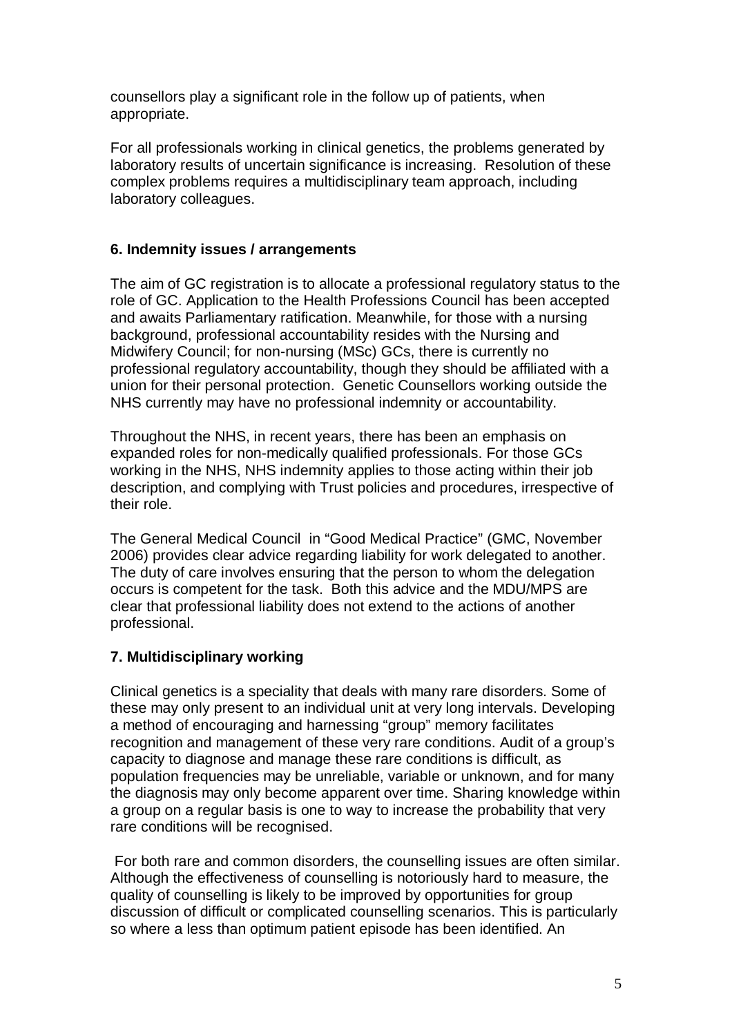counsellors play a significant role in the follow up of patients, when appropriate.

For all professionals working in clinical genetics, the problems generated by laboratory results of uncertain significance is increasing. Resolution of these complex problems requires a multidisciplinary team approach, including laboratory colleagues.

## 6. Indemnity issues / arrangements

The aim of GC registration is to allocate a professional regulatory status to the role of GC. Application to the Health Professions Council has been accepted and awaits Parliamentary ratification. Meanwhile, for those with a nursing background, professional accountability resides with the Nursing and Midwifery Council; for non-nursing (MSc) GCs, there is currently no professional regulatory accountability, though they should be affiliated with a union for their personal protection. Genetic Counsellors working outside the NHS currently may have no professional indemnity or accountability.

Throughout the NHS, in recent years, there has been an emphasis on expanded roles for non-medically qualified professionals. For those GCs working in the NHS, NHS indemnity applies to those acting within their job description, and complying with Trust policies and procedures, irrespective of their role.

The General Medical Council in "Good Medical Practice" (GMC, November 2006) provides clear advice regarding liability for work delegated to another. The duty of care involves ensuring that the person to whom the delegation occurs is competent for the task. Both this advice and the MDU/MPS are clear that professional liability does not extend to the actions of another professional.

## 7. Multidisciplinary working

Clinical genetics is a speciality that deals with many rare disorders. Some of these may only present to an individual unit at very long intervals. Developing a method of encouraging and harnessing "group" memory facilitates recognition and management of these very rare conditions. Audit of a group's capacity to diagnose and manage these rare conditions is difficult, as population frequencies may be unreliable, variable or unknown, and for many the diagnosis may only become apparent over time. Sharing knowledge within a group on a regular basis is one to way to increase the probability that very rare conditions will be recognised.

For both rare and common disorders, the counselling issues are often similar. Although the effectiveness of counselling is notoriously hard to measure, the quality of counselling is likely to be improved by opportunities for group discussion of difficult or complicated counselling scenarios. This is particularly so where a less than optimum patient episode has been identified. An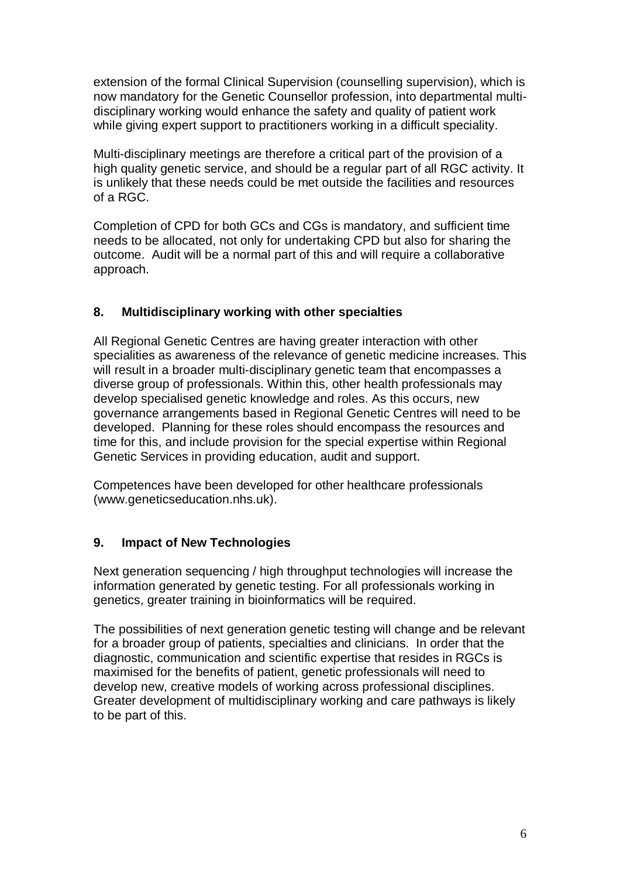extension of the formal Clinical Supervision (counselling supervision), which is now mandatory for the Genetic Counsellor profession, into departmental multi-disciplinary working would enhance the safety and quality of patient work while giving expert support to practitioners working in a difficult speciality.

Multi-disciplinary meetings are therefore a critical part of the provision of a high quality genetic service, and should be a regular part of all RGC activity. It is unlikely that these needs could be met outside the facilities and resources of a RGC.

Completion of CPD for both GCs and CGs is mandatory, and sufficient time needs to be allocated, not only for undertaking CPD but also for sharing the outcome. Audit will be a normal part of this and will require a collaborative approach.

## 8. Multidisciplinary working with other specialties

All Regional Genetic Centres are having greater interaction with other specialities as awareness of the relevance of genetic medicine increases. This will result in a broader multi-disciplinary genetic team that encompasses a diverse group of professionals. Within this, other health professionals may develop specialised genetic knowledge and roles. As this occurs, new governance arrangements based in Regional Genetic Centres will need to be developed. Planning for these roles should encompass the resources and time for this, and include provision for the special expertise within Regional Genetic Services in providing education, audit and support.

Competences have been developed for other healthcare professionals (www.geneticseducation.nhs.uk).

## 9. Impact of New Technologies

Next generation sequencing / high throughput technologies will increase the information generated by genetic testing. For all professionals working in genetics, greater training in bioinformatics will be required.

The possibilities of next generation genetic testing will change and be relevant for a broader group of patients, specialties and clinicians. In order that the diagnostic, communication and scientific expertise that resides in RGCs is maximised for the benefits of patient, genetic professionals will need to develop new, creative models of working across professional disciplines. Greater development of multidisciplinary working and care pathways is likely to be part of this.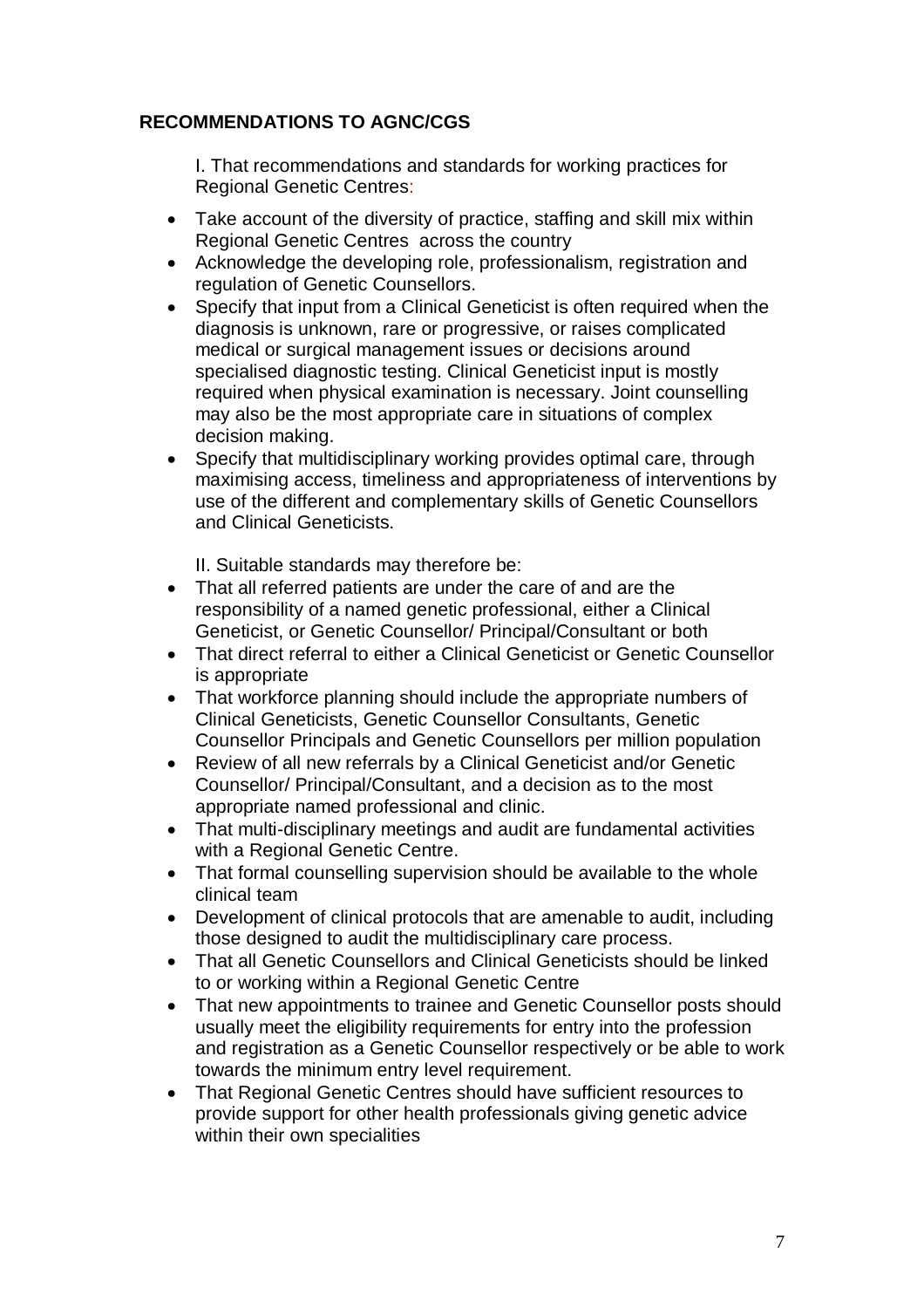## RECOMMENDATIONS TO AGNC/CGS

I. That recommendations and standards for working practices for Regional Genetic Centres:

- Take account of the diversity of practice, staffing and skill mix within Regional Genetic Centres across the country
- Acknowledge the developing role, professionalism, registration and regulation of Genetic Counsellors.
- Specify that input from a Clinical Geneticist is often required when the diagnosis is unknown, rare or progressive, or raises complicated medical or surgical management issues or decisions around specialised diagnostic testing. Clinical Geneticist input is mostly required when physical examination is necessary. Joint counselling may also be the most appropriate care in situations of complex decision making.
- Specify that multidisciplinary working provides optimal care, through maximising access, timeliness and appropriateness of interventions by use of the different and complementary skills of Genetic Counsellors and Clinical Geneticists.

II. Suitable standards may therefore be:

- That all referred patients are under the care of and are the responsibility of a named genetic professional, either a Clinical Geneticist, or Genetic Counsellor/ Principal/Consultant or both
- That direct referral to either a Clinical Geneticist or Genetic Counsellor is appropriate
- That workforce planning should include the appropriate numbers of Clinical Geneticists, Genetic Counsellor Consultants, Genetic Counsellor Principals and Genetic Counsellors per million population
- Review of all new referrals by a Clinical Geneticist and/or Genetic Counsellor/ Principal/Consultant, and a decision as to the most appropriate named professional and clinic.
- That multi-disciplinary meetings and audit are fundamental activities with a Regional Genetic Centre.
- That formal counselling supervision should be available to the whole clinical team
- Development of clinical protocols that are amenable to audit, including those designed to audit the multidisciplinary care process.
- That all Genetic Counsellors and Clinical Geneticists should be linked to or working within a Regional Genetic Centre
- That new appointments to trainee and Genetic Counsellor posts should usually meet the eligibility requirements for entry into the profession and registration as a Genetic Counsellor respectively or be able to work towards the minimum entry level requirement.
- That Regional Genetic Centres should have sufficient resources to provide support for other health professionals giving genetic advice within their own specialities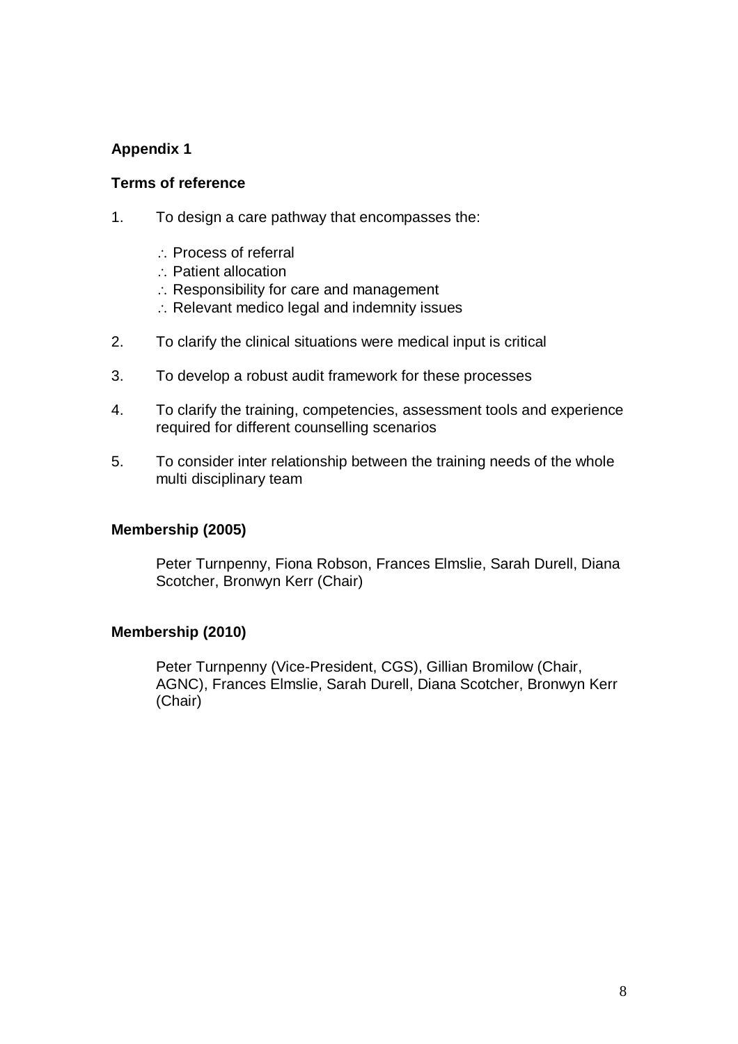**Appendix 1**

**Terms of reference**

1. To design a care pathway that encompasses the:

   ∴ Process of referral
   ∴ Patient allocation
   ∴ Responsibility for care and management
   ∴ Relevant medico legal and indemnity issues

2. To clarify the clinical situations were medical input is critical

3. To develop a robust audit framework for these processes

4. To clarify the training, competencies, assessment tools and experience required for different counselling scenarios

5. To consider inter relationship between the training needs of the whole multi disciplinary team

**Membership (2005)**

Peter Turnpenny, Fiona Robson, Frances Elmslie, Sarah Durell, Diana Scotcher, Bronwyn Kerr (Chair)

**Membership (2010)**

Peter Turnpenny (Vice-President, CGS), Gillian Bromilow (Chair, AGNC), Frances Elmslie, Sarah Durell, Diana Scotcher, Bronwyn Kerr (Chair)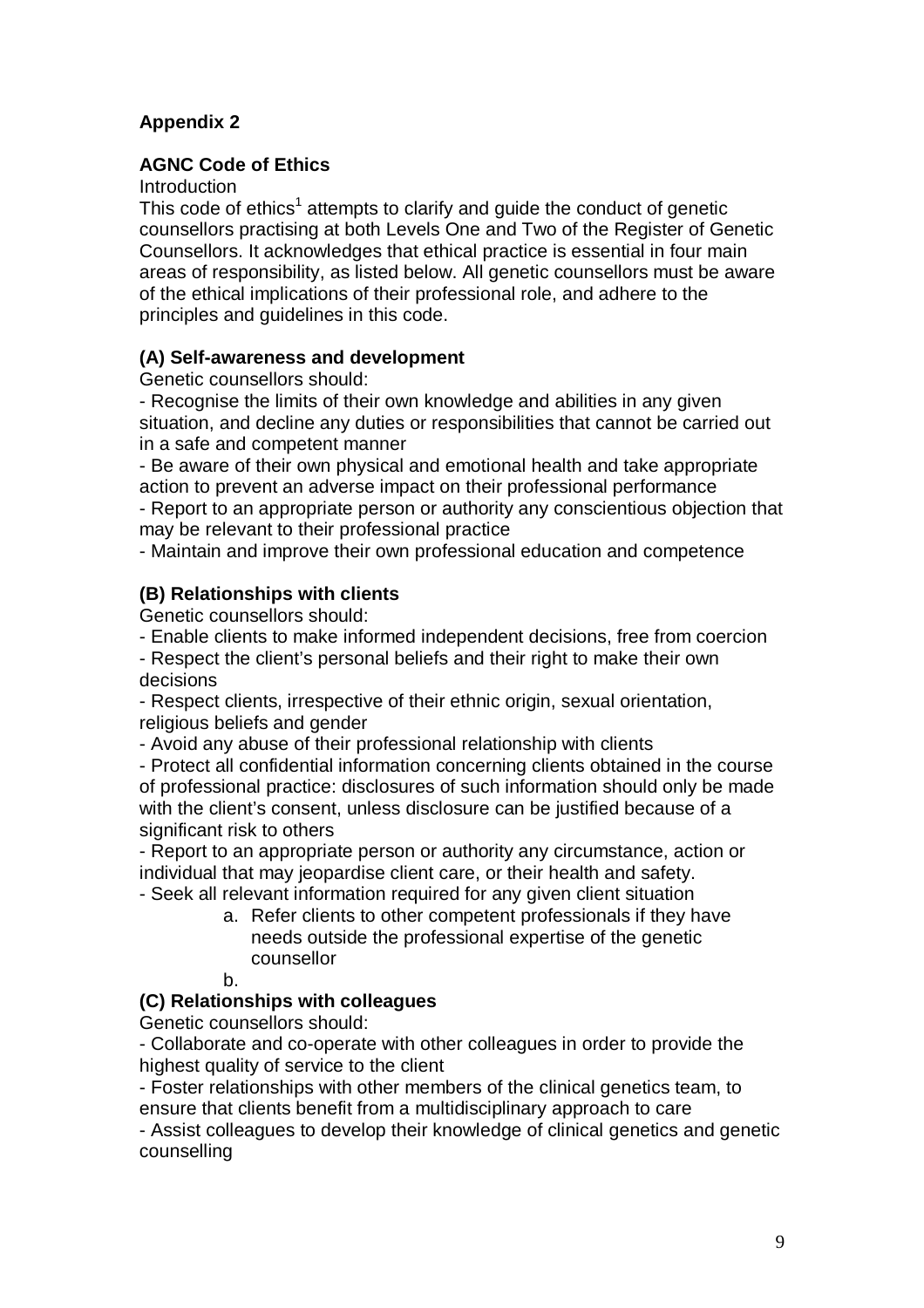## Appendix 2

### AGNC Code of Ethics

Introduction

This code of ethics[1] attempts to clarify and guide the conduct of genetic counsellors practising at both Levels One and Two of the Register of Genetic Counsellors. It acknowledges that ethical practice is essential in four main areas of responsibility, as listed below. All genetic counsellors must be aware of the ethical implications of their professional role, and adhere to the principles and guidelines in this code.

**(A) Self-awareness and development**

Genetic counsellors should:

- Recognise the limits of their own knowledge and abilities in any given situation, and decline any duties or responsibilities that cannot be carried out in a safe and competent manner
- Be aware of their own physical and emotional health and take appropriate action to prevent an adverse impact on their professional performance
- Report to an appropriate person or authority any conscientious objection that may be relevant to their professional practice
- Maintain and improve their own professional education and competence

**(B) Relationships with clients**

Genetic counsellors should:

- Enable clients to make informed independent decisions, free from coercion
- Respect the client's personal beliefs and their right to make their own decisions
- Respect clients, irrespective of their ethnic origin, sexual orientation, religious beliefs and gender
- Avoid any abuse of their professional relationship with clients
- Protect all confidential information concerning clients obtained in the course of professional practice: disclosures of such information should only be made with the client's consent, unless disclosure can be justified because of a significant risk to others
- Report to an appropriate person or authority any circumstance, action or individual that may jeopardise client care, or their health and safety.
- Seek all relevant information required for any given client situation
    a. Refer clients to other competent professionals if they have needs outside the professional expertise of the genetic counsellor
    b.

**(C) Relationships with colleagues**

Genetic counsellors should:

- Collaborate and co-operate with other colleagues in order to provide the highest quality of service to the client
- Foster relationships with other members of the clinical genetics team, to ensure that clients benefit from a multidisciplinary approach to care
- Assist colleagues to develop their knowledge of clinical genetics and genetic counselling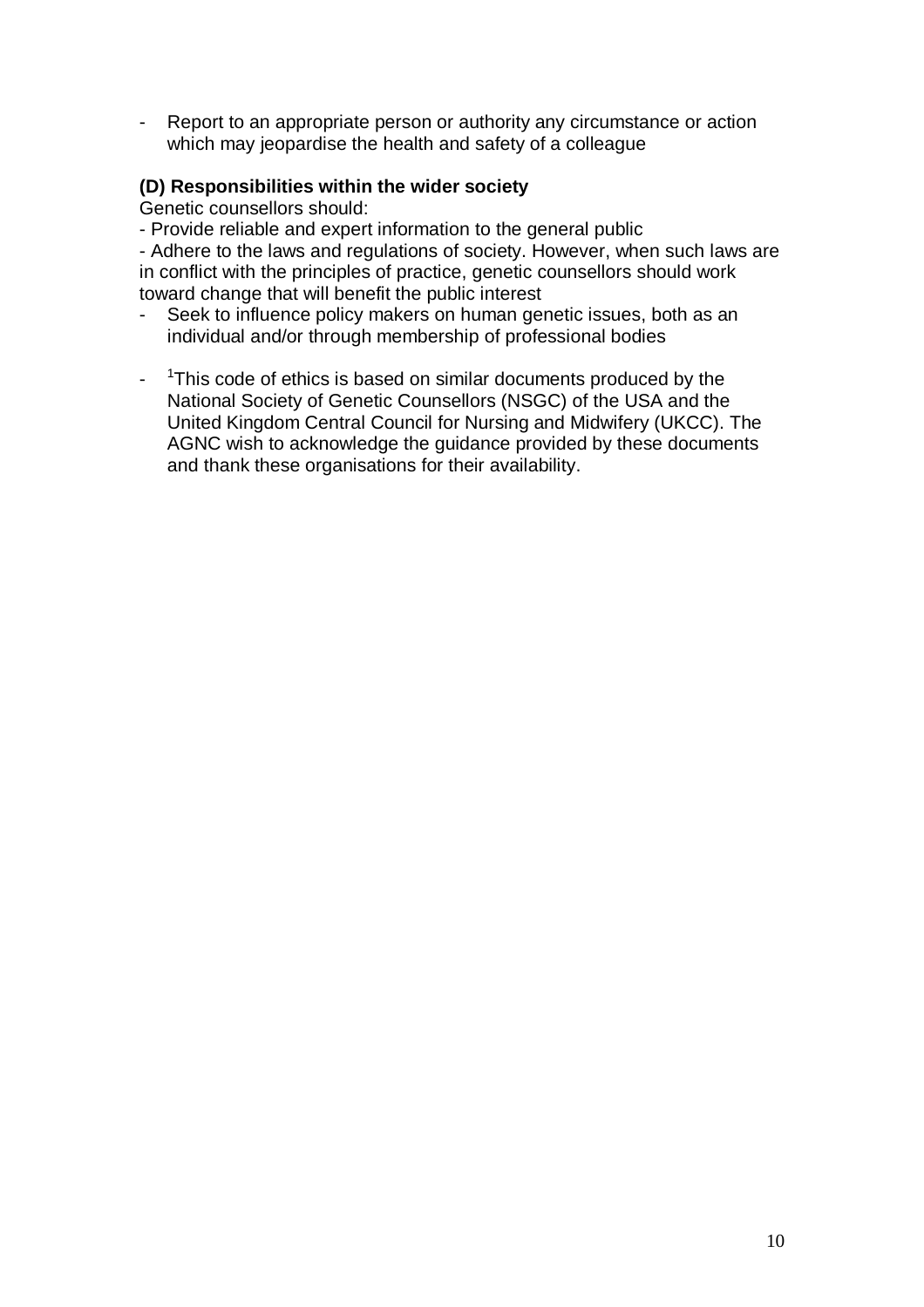- Report to an appropriate person or authority any circumstance or action which may jeopardise the health and safety of a colleague

**(D) Responsibilities within the wider society**

Genetic counsellors should:

- Provide reliable and expert information to the general public
- Adhere to the laws and regulations of society. However, when such laws are in conflict with the principles of practice, genetic counsellors should work toward change that will benefit the public interest
- Seek to influence policy makers on human genetic issues, both as an individual and/or through membership of professional bodies

- [1]This code of ethics is based on similar documents produced by the National Society of Genetic Counsellors (NSGC) of the USA and the United Kingdom Central Council for Nursing and Midwifery (UKCC). The AGNC wish to acknowledge the guidance provided by these documents and thank these organisations for their availability.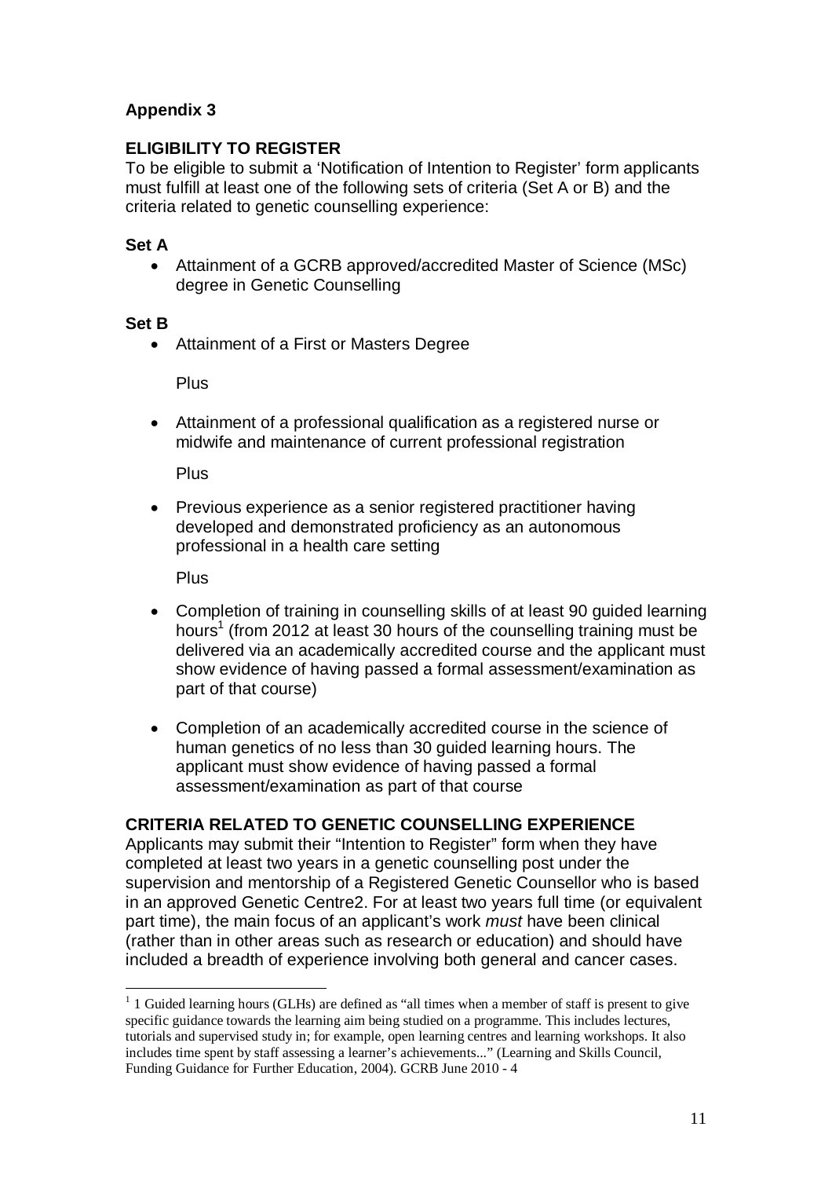**Appendix 3**

**ELIGIBILITY TO REGISTER**

To be eligible to submit a 'Notification of Intention to Register' form applicants must fulfill at least one of the following sets of criteria (Set A or B) and the criteria related to genetic counselling experience:

**Set A**

- Attainment of a GCRB approved/accredited Master of Science (MSc) degree in Genetic Counselling

**Set B**

- Attainment of a First or Masters Degree

  Plus

- Attainment of a professional qualification as a registered nurse or midwife and maintenance of current professional registration

  Plus

- Previous experience as a senior registered practitioner having developed and demonstrated proficiency as an autonomous professional in a health care setting

  Plus

- Completion of training in counselling skills of at least 90 guided learning hours[1] (from 2012 at least 30 hours of the counselling training must be delivered via an academically accredited course and the applicant must show evidence of having passed a formal assessment/examination as part of that course)

- Completion of an academically accredited course in the science of human genetics of no less than 30 guided learning hours. The applicant must show evidence of having passed a formal assessment/examination as part of that course

**CRITERIA RELATED TO GENETIC COUNSELLING EXPERIENCE**

Applicants may submit their "Intention to Register" form when they have completed at least two years in a genetic counselling post under the supervision and mentorship of a Registered Genetic Counsellor who is based in an approved Genetic Centre2. For at least two years full time (or equivalent part time), the main focus of an applicant's work *must* have been clinical (rather than in other areas such as research or education) and should have included a breadth of experience involving both general and cancer cases.

---

[1] 1 Guided learning hours (GLHs) are defined as "all times when a member of staff is present to give specific guidance towards the learning aim being studied on a programme. This includes lectures, tutorials and supervised study in; for example, open learning centres and learning workshops. It also includes time spent by staff assessing a learner's achievements..." (Learning and Skills Council, Funding Guidance for Further Education, 2004). GCRB June 2010 - 4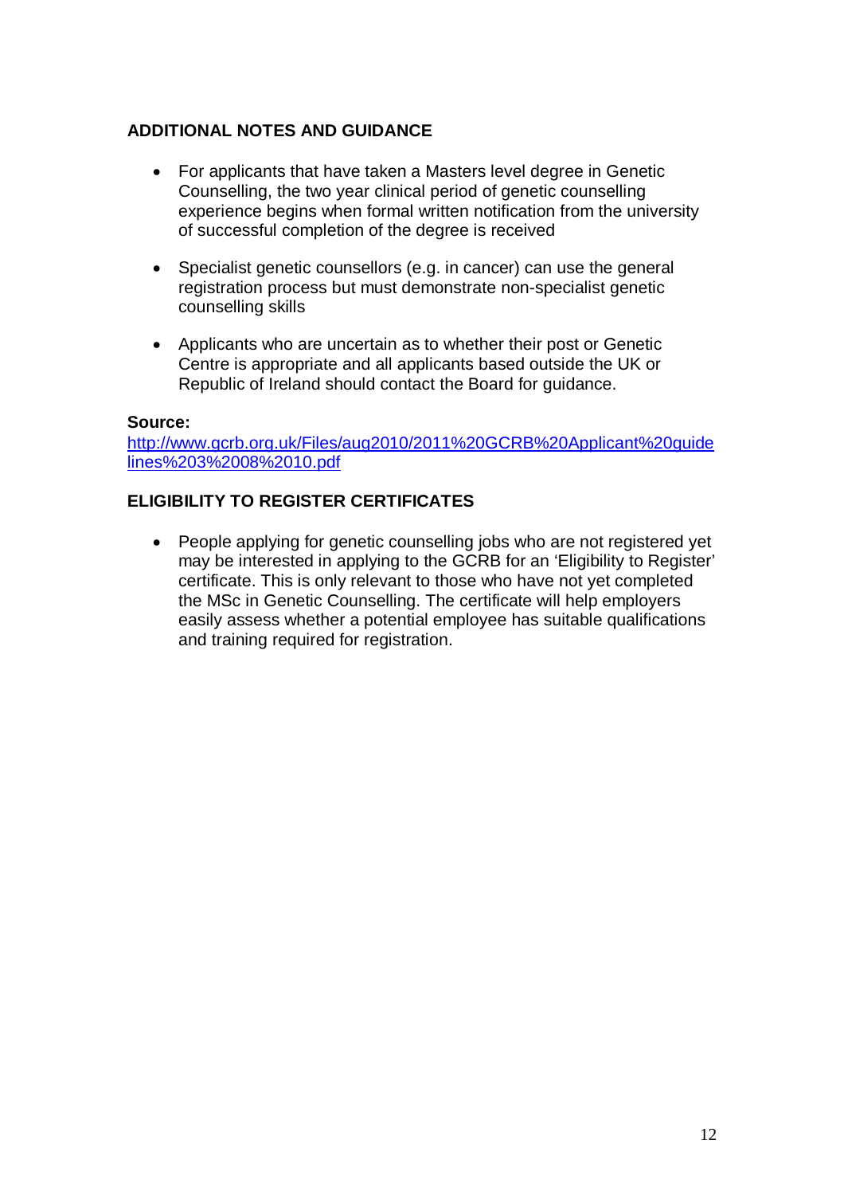## ADDITIONAL NOTES AND GUIDANCE

- For applicants that have taken a Masters level degree in Genetic Counselling, the two year clinical period of genetic counselling experience begins when formal written notification from the university of successful completion of the degree is received

- Specialist genetic counsellors (e.g. in cancer) can use the general registration process but must demonstrate non-specialist genetic counselling skills

- Applicants who are uncertain as to whether their post or Genetic Centre is appropriate and all applicants based outside the UK or Republic of Ireland should contact the Board for guidance.

**Source:**
http://www.gcrb.org.uk/Files/aug2010/2011%20GCRB%20Applicant%20guidelines%203%2008%2010.pdf

## ELIGIBILITY TO REGISTER CERTIFICATES

- People applying for genetic counselling jobs who are not registered yet may be interested in applying to the GCRB for an 'Eligibility to Register' certificate. This is only relevant to those who have not yet completed the MSc in Genetic Counselling. The certificate will help employers easily assess whether a potential employee has suitable qualifications and training required for registration.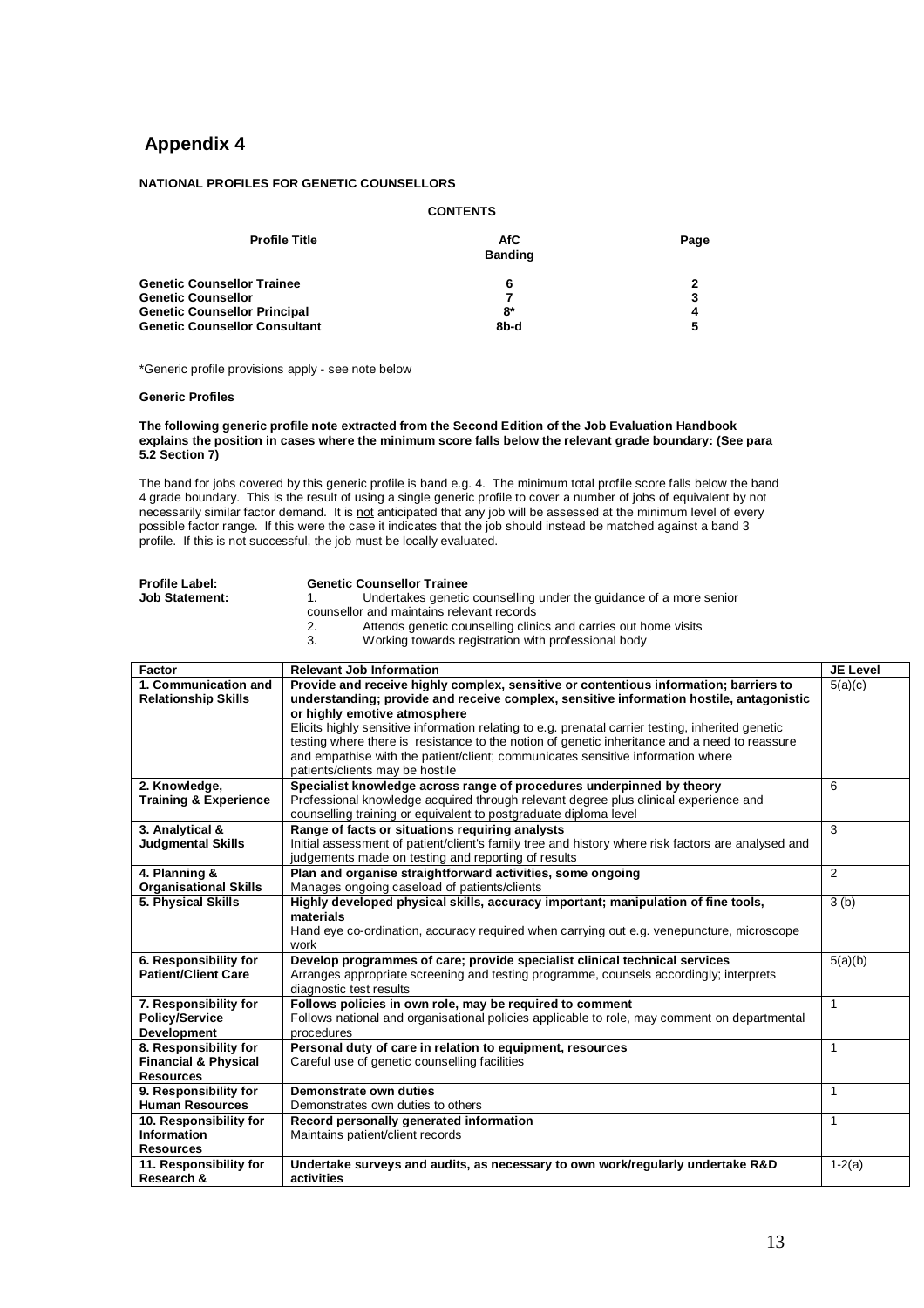# Appendix 4

**NATIONAL PROFILES FOR GENETIC COUNSELLORS**

**CONTENTS**

| Profile Title | AfC Banding | Page |
|---|---|---|
| **Genetic Counsellor Trainee** | **6** | **2** |
| **Genetic Counsellor** | **7** | **3** |
| **Genetic Counsellor Principal** | **8*** | **4** |
| **Genetic Counsellor Consultant** | **8b-d** | **5** |

*Generic profile provisions apply - see note below

**Generic Profiles**

**The following generic profile note extracted from the Second Edition of the Job Evaluation Handbook explains the position in cases where the minimum score falls below the relevant grade boundary: (See para 5.2 Section 7)**

The band for jobs covered by this generic profile is band e.g. 4. The minimum total profile score falls below the band 4 grade boundary. This is the result of using a single generic profile to cover a number of jobs of equivalent by not necessarily similar factor demand. It is not anticipated that any job will be assessed at the minimum level of every possible factor range. If this were the case it indicates that the job should instead be matched against a band 3 profile. If this is not successful, the job must be locally evaluated.

**Profile Label:** **Genetic Counsellor Trainee**

**Job Statement:**

1. Undertakes genetic counselling under the guidance of a more senior counsellor and maintains relevant records
2. Attends genetic counselling clinics and carries out home visits
3. Working towards registration with professional body

| Factor | Relevant Job Information | JE Level |
|---|---|---|
| **1. Communication and Relationship Skills** | **Provide and receive highly complex, sensitive or contentious information; barriers to understanding; provide and receive complex, sensitive information hostile, antagonistic or highly emotive atmosphere**<br>Elicits highly sensitive information relating to e.g. prenatal carrier testing, inherited genetic testing where there is resistance to the notion of genetic inheritance and a need to reassure and empathise with the patient/client; communicates sensitive information where patients/clients may be hostile | 5(a)(c) |
| **2. Knowledge, Training & Experience** | **Specialist knowledge across range of procedures underpinned by theory**<br>Professional knowledge acquired through relevant degree plus clinical experience and counselling training or equivalent to postgraduate diploma level | 6 |
| **3. Analytical & Judgmental Skills** | **Range of facts or situations requiring analysts**<br>Initial assessment of patient/client's family tree and history where risk factors are analysed and judgements made on testing and reporting of results | 3 |
| **4. Planning & Organisational Skills** | **Plan and organise straightforward activities, some ongoing**<br>Manages ongoing caseload of patients/clients | 2 |
| **5. Physical Skills** | **Highly developed physical skills, accuracy important; manipulation of fine tools, materials**<br>Hand eye co-ordination, accuracy required when carrying out e.g. venepuncture, microscope work | 3 (b) |
| **6. Responsibility for Patient/Client Care** | **Develop programmes of care; provide specialist clinical technical services**<br>Arranges appropriate screening and testing programme, counsels accordingly; interprets diagnostic test results | 5(a)(b) |
| **7. Responsibility for Policy/Service Development** | **Follows policies in own role, may be required to comment**<br>Follows national and organisational policies applicable to role, may comment on departmental procedures | 1 |
| **8. Responsibility for Financial & Physical Resources** | **Personal duty of care in relation to equipment, resources**<br>Careful use of genetic counselling facilities | 1 |
| **9. Responsibility for Human Resources** | **Demonstrate own duties**<br>Demonstrates own duties to others | 1 |
| **10. Responsibility for Information Resources** | **Record personally generated information**<br>Maintains patient/client records | 1 |
| **11. Responsibility for Research &** | **Undertake surveys and audits, as necessary to own work/regularly undertake R&D activities** | 1-2(a) |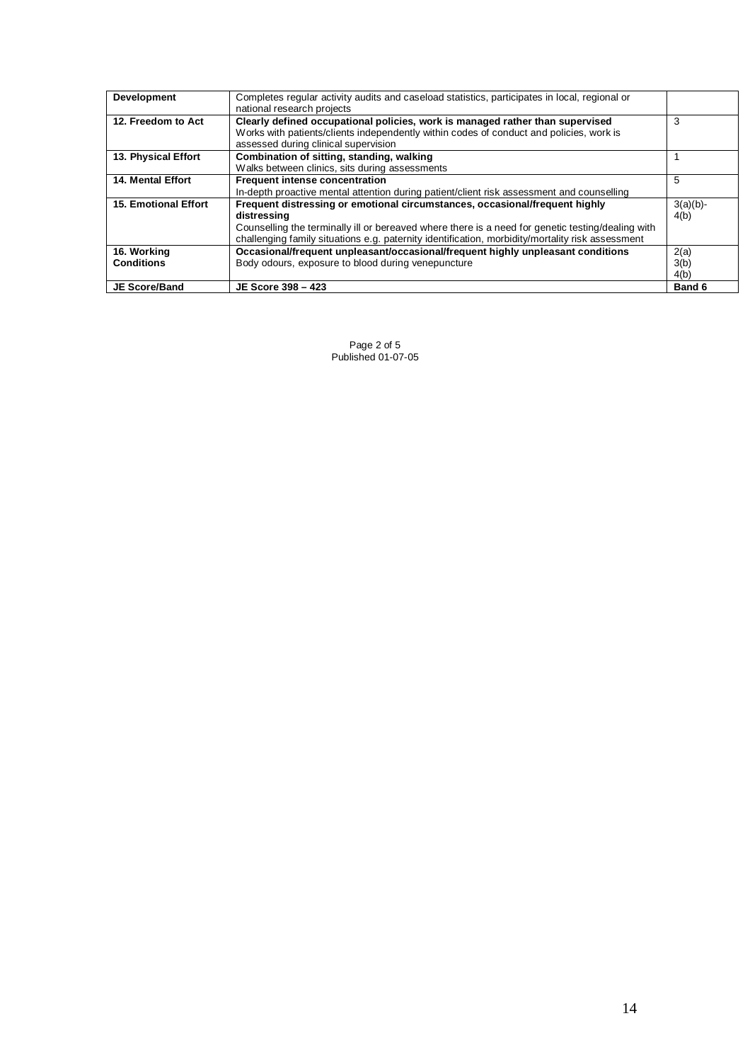| Development | Completes regular activity audits and caseload statistics, participates in local, regional or national research projects | |
|---|---|---|
| **12. Freedom to Act** | **Clearly defined occupational policies, work is managed rather than supervised**<br>Works with patients/clients independently within codes of conduct and policies, work is assessed during clinical supervision | 3 |
| **13. Physical Effort** | **Combination of sitting, standing, walking**<br>Walks between clinics, sits during assessments | 1 |
| **14. Mental Effort** | **Frequent intense concentration**<br>In-depth proactive mental attention during patient/client risk assessment and counselling | 5 |
| **15. Emotional Effort** | **Frequent distressing or emotional circumstances, occasional/frequent highly distressing**<br>Counselling the terminally ill or bereaved where there is a need for genetic testing/dealing with challenging family situations e.g. paternity identification, morbidity/mortality risk assessment | 3(a)(b)-4(b) |
| **16. Working Conditions** | **Occasional/frequent unpleasant/occasional/frequent highly unpleasant conditions**<br>Body odours, exposure to blood during venepuncture | 2(a)<br>3(b)<br>4(b) |
| **JE Score/Band** | **JE Score 398 – 423** | **Band 6** |

Published 01-07-05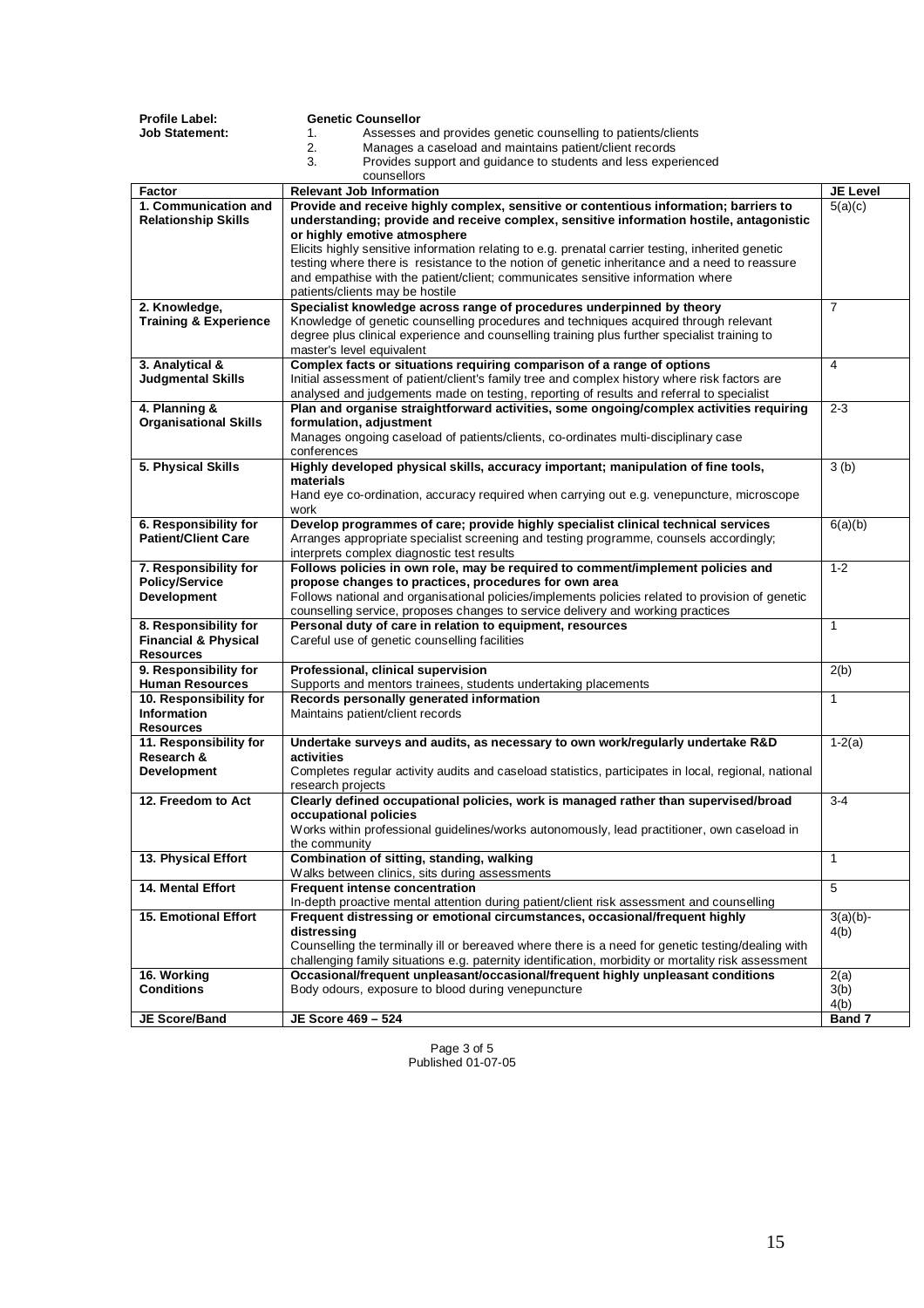**Profile Label:** **Genetic Counsellor**

**Job Statement:**
1. Assesses and provides genetic counselling to patients/clients
2. Manages a caseload and maintains patient/client records
3. Provides support and guidance to students and less experienced counsellors

| Factor | Relevant Job Information | JE Level |
|---|---|---|
| **1. Communication and Relationship Skills** | **Provide and receive highly complex, sensitive or contentious information; barriers to understanding; provide and receive complex, sensitive information hostile, antagonistic or highly emotive atmosphere**<br>Elicits highly sensitive information relating to e.g. prenatal carrier testing, inherited genetic testing where there is resistance to the notion of genetic inheritance and a need to reassure and empathise with the patient/client; communicates sensitive information where patients/clients may be hostile | 5(a)(c) |
| **2. Knowledge, Training & Experience** | **Specialist knowledge across range of procedures underpinned by theory**<br>Knowledge of genetic counselling procedures and techniques acquired through relevant degree plus clinical experience and counselling training plus further specialist training to master's level equivalent | 7 |
| **3. Analytical & Judgmental Skills** | **Complex facts or situations requiring comparison of a range of options**<br>Initial assessment of patient/client's family tree and complex history where risk factors are analysed and judgements made on testing, reporting of results and referral to specialist | 4 |
| **4. Planning & Organisational Skills** | **Plan and organise straightforward activities, some ongoing/complex activities requiring formulation, adjustment**<br>Manages ongoing caseload of patients/clients, co-ordinates multi-disciplinary case conferences | 2-3 |
| **5. Physical Skills** | **Highly developed physical skills, accuracy important; manipulation of fine tools, materials**<br>Hand eye co-ordination, accuracy required when carrying out e.g. venepuncture, microscope work | 3 (b) |
| **6. Responsibility for Patient/Client Care** | **Develop programmes of care; provide highly specialist clinical technical services**<br>Arranges appropriate specialist screening and testing programme, counsels accordingly; interprets complex diagnostic test results | 6(a)(b) |
| **7. Responsibility for Policy/Service Development** | **Follows policies in own role, may be required to comment/implement policies and propose changes to practices, procedures for own area**<br>Follows national and organisational policies/implements policies related to provision of genetic counselling service, proposes changes to service delivery and working practices | 1-2 |
| **8. Responsibility for Financial & Physical Resources** | **Personal duty of care in relation to equipment, resources**<br>Careful use of genetic counselling facilities | 1 |
| **9. Responsibility for Human Resources** | **Professional, clinical supervision**<br>Supports and mentors trainees, students undertaking placements | 2(b) |
| **10. Responsibility for Information Resources** | **Records personally generated information**<br>Maintains patient/client records | 1 |
| **11. Responsibility for Research & Development** | **Undertake surveys and audits, as necessary to own work/regularly undertake R&D activities**<br>Completes regular activity audits and caseload statistics, participates in local, regional, national research projects | 1-2(a) |
| **12. Freedom to Act** | **Clearly defined occupational policies, work is managed rather than supervised/broad occupational policies**<br>Works within professional guidelines/works autonomously, lead practitioner, own caseload in the community | 3-4 |
| **13. Physical Effort** | **Combination of sitting, standing, walking**<br>Walks between clinics, sits during assessments | 1 |
| **14. Mental Effort** | **Frequent intense concentration**<br>In-depth proactive mental attention during patient/client risk assessment and counselling | 5 |
| **15. Emotional Effort** | **Frequent distressing or emotional circumstances, occasional/frequent highly distressing**<br>Counselling the terminally ill or bereaved where there is a need for genetic testing/dealing with challenging family situations e.g. paternity identification, morbidity or mortality risk assessment | 3(a)(b)-4(b) |
| **16. Working Conditions** | **Occasional/frequent unpleasant/occasional/frequent highly unpleasant conditions**<br>Body odours, exposure to blood during venepuncture | 2(a)<br>3(b)<br>4(b) |
| **JE Score/Band** | **JE Score 469 – 524** | **Band 7** |

Published 01-07-05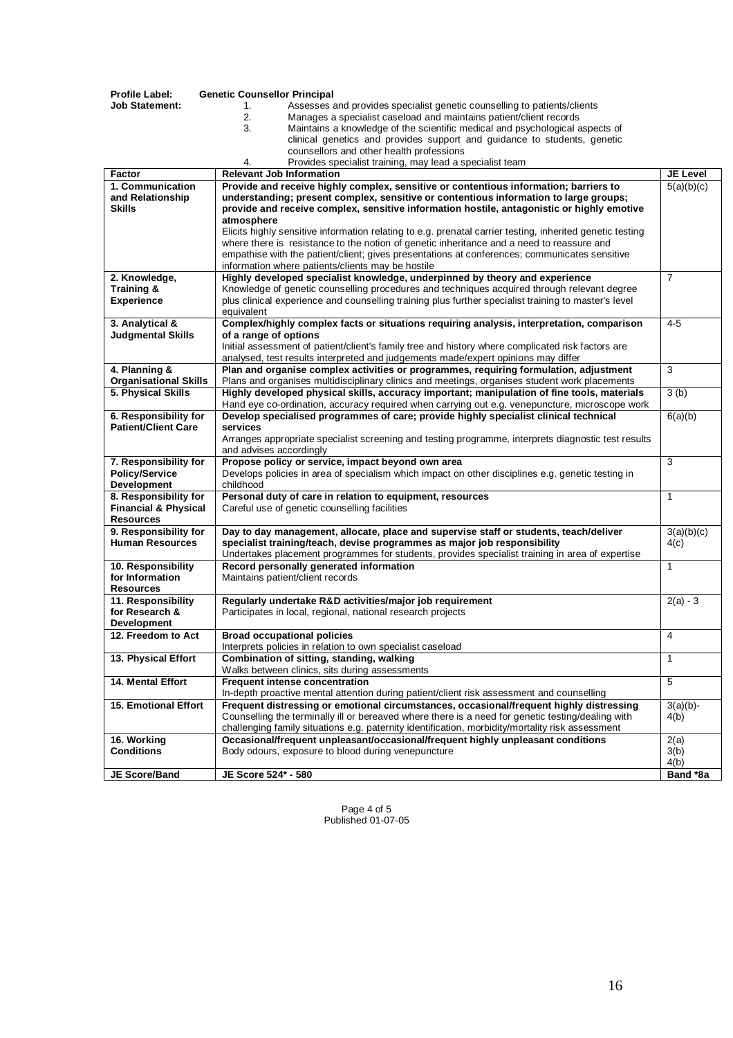**Profile Label:** Genetic Counsellor Principal

**Job Statement:**

1. Assesses and provides specialist genetic counselling to patients/clients
2. Manages a specialist caseload and maintains patient/client records
3. Maintains a knowledge of the scientific medical and psychological aspects of clinical genetics and provides support and guidance to students, genetic counsellors and other health professions
4. Provides specialist training, may lead a specialist team

| Factor | Relevant Job Information | JE Level |
|---|---|---|
| **1. Communication and Relationship Skills** | **Provide and receive highly complex, sensitive or contentious information; barriers to understanding; present complex, sensitive or contentious information to large groups; provide and receive complex, sensitive information hostile, antagonistic or highly emotive atmosphere**<br>Elicits highly sensitive information relating to e.g. prenatal carrier testing, inherited genetic testing where there is resistance to the notion of genetic inheritance and a need to reassure and empathise with the patient/client; gives presentations at conferences; communicates sensitive information where patients/clients may be hostile | 5(a)(b)(c) |
| **2. Knowledge, Training & Experience** | **Highly developed specialist knowledge, underpinned by theory and experience**<br>Knowledge of genetic counselling procedures and techniques acquired through relevant degree plus clinical experience and counselling training plus further specialist training to master's level equivalent | 7 |
| **3. Analytical & Judgmental Skills** | **Complex/highly complex facts or situations requiring analysis, interpretation, comparison of a range of options**<br>Initial assessment of patient/client's family tree and history where complicated risk factors are analysed, test results interpreted and judgements made/expert opinions may differ | 4-5 |
| **4. Planning & Organisational Skills** | **Plan and organise complex activities or programmes, requiring formulation, adjustment**<br>Plans and organises multidisciplinary clinics and meetings, organises student work placements | 3 |
| **5. Physical Skills** | **Highly developed physical skills, accuracy important; manipulation of fine tools, materials**<br>Hand eye co-ordination, accuracy required when carrying out e.g. venepuncture, microscope work | 3 (b) |
| **6. Responsibility for Patient/Client Care** | **Develop specialised programmes of care; provide highly specialist clinical technical services**<br>Arranges appropriate specialist screening and testing programme, interprets diagnostic test results and advises accordingly | 6(a)(b) |
| **7. Responsibility for Policy/Service Development** | **Propose policy or service, impact beyond own area**<br>Develops policies in area of specialism which impact on other disciplines e.g. genetic testing in childhood | 3 |
| **8. Responsibility for Financial & Physical Resources** | **Personal duty of care in relation to equipment, resources**<br>Careful use of genetic counselling facilities | 1 |
| **9. Responsibility for Human Resources** | **Day to day management, allocate, place and supervise staff or students, teach/deliver specialist training/teach, devise programmes as major job responsibility**<br>Undertakes placement programmes for students, provides specialist training in area of expertise | 3(a)(b)(c)<br>4(c) |
| **10. Responsibility for Information Resources** | **Record personally generated information**<br>Maintains patient/client records | 1 |
| **11. Responsibility for Research & Development** | **Regularly undertake R&D activities/major job requirement**<br>Participates in local, regional, national research projects | 2(a) - 3 |
| **12. Freedom to Act** | **Broad occupational policies**<br>Interprets policies in relation to own specialist caseload | 4 |
| **13. Physical Effort** | **Combination of sitting, standing, walking**<br>Walks between clinics, sits during assessments | 1 |
| **14. Mental Effort** | **Frequent intense concentration**<br>In-depth proactive mental attention during patient/client risk assessment and counselling | 5 |
| **15. Emotional Effort** | **Frequent distressing or emotional circumstances, occasional/frequent highly distressing**<br>Counselling the terminally ill or bereaved where there is a need for genetic testing/dealing with challenging family situations e.g. paternity identification, morbidity/mortality risk assessment | 3(a)(b)-<br>4(b) |
| **16. Working Conditions** | **Occasional/frequent unpleasant/occasional/frequent highly unpleasant conditions**<br>Body odours, exposure to blood during venepuncture | 2(a)<br>3(b)<br>4(b) |
| **JE Score/Band** | **JE Score 524* - 580** | **Band *8a** |

Published 01-07-05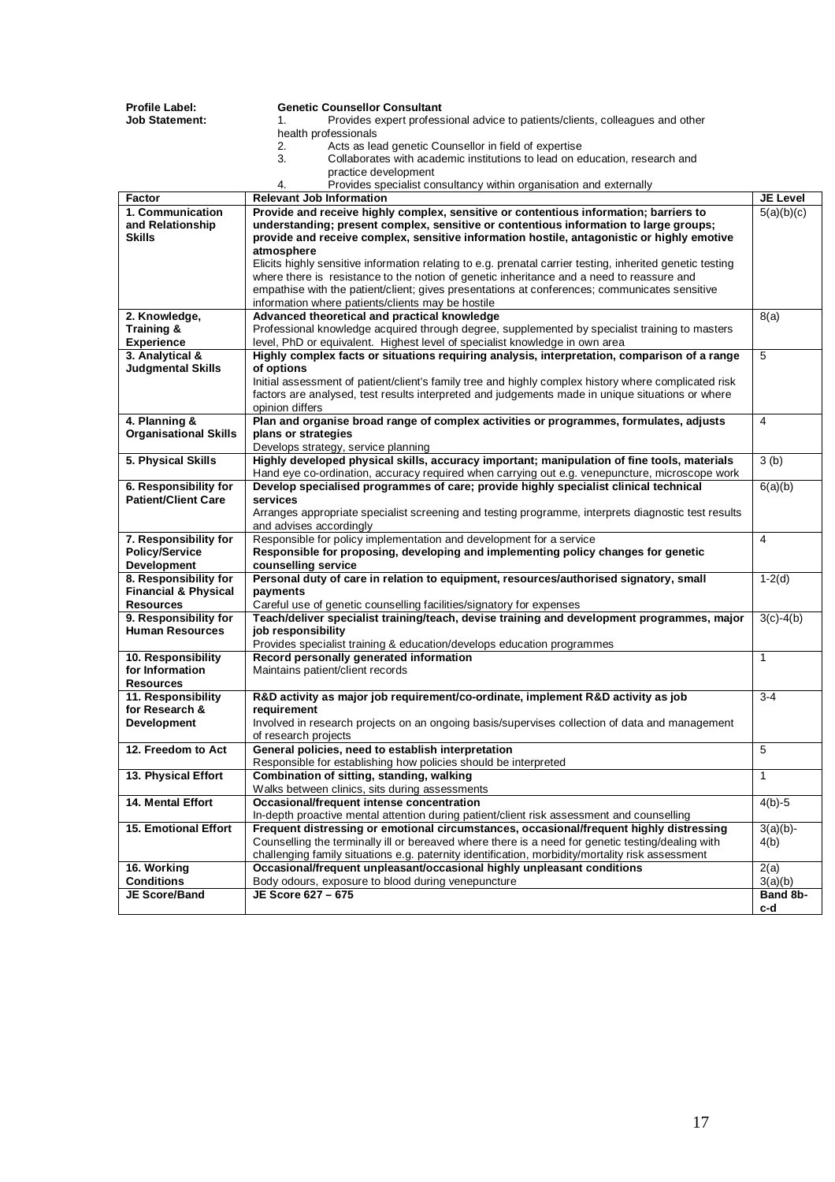**Profile Label:** **Genetic Counsellor Consultant**

**Job Statement:**

1. Provides expert professional advice to patients/clients, colleagues and other health professionals
2. Acts as lead genetic Counsellor in field of expertise
3. Collaborates with academic institutions to lead on education, research and practice development
4. Provides specialist consultancy within organisation and externally

| Factor | Relevant Job Information | JE Level |
|---|---|---|
| **1. Communication and Relationship Skills** | **Provide and receive highly complex, sensitive or contentious information; barriers to understanding; present complex, sensitive or contentious information to large groups; provide and receive complex, sensitive information hostile, antagonistic or highly emotive atmosphere** Elicits highly sensitive information relating to e.g. prenatal carrier testing, inherited genetic testing where there is resistance to the notion of genetic inheritance and a need to reassure and empathise with the patient/client; gives presentations at conferences; communicates sensitive information where patients/clients may be hostile | 5(a)(b)(c) |
| **2. Knowledge, Training & Experience** | **Advanced theoretical and practical knowledge** Professional knowledge acquired through degree, supplemented by specialist training to masters level, PhD or equivalent. Highest level of specialist knowledge in own area | 8(a) |
| **3. Analytical & Judgmental Skills** | **Highly complex facts or situations requiring analysis, interpretation, comparison of a range of options** Initial assessment of patient/client's family tree and highly complex history where complicated risk factors are analysed, test results interpreted and judgements made in unique situations or where opinion differs | 5 |
| **4. Planning & Organisational Skills** | **Plan and organise broad range of complex activities or programmes, formulates, adjusts plans or strategies** Develops strategy, service planning | 4 |
| **5. Physical Skills** | **Highly developed physical skills, accuracy important; manipulation of fine tools, materials** Hand eye co-ordination, accuracy required when carrying out e.g. venepuncture, microscope work | 3 (b) |
| **6. Responsibility for Patient/Client Care** | **Develop specialised programmes of care; provide highly specialist clinical technical services** Arranges appropriate specialist screening and testing programme, interprets diagnostic test results and advises accordingly | 6(a)(b) |
| **7. Responsibility for Policy/Service Development** | Responsible for policy implementation and development for a service **Responsible for proposing, developing and implementing policy changes for genetic counselling service** | 4 |
| **8. Responsibility for Financial & Physical Resources** | **Personal duty of care in relation to equipment, resources/authorised signatory, small payments** Careful use of genetic counselling facilities/signatory for expenses | 1-2(d) |
| **9. Responsibility for Human Resources** | **Teach/deliver specialist training/teach, devise training and development programmes, major job responsibility** Provides specialist training & education/develops education programmes | 3(c)-4(b) |
| **10. Responsibility for Information Resources** | **Record personally generated information** Maintains patient/client records | 1 |
| **11. Responsibility for Research & Development** | **R&D activity as major job requirement/co-ordinate, implement R&D activity as job requirement** Involved in research projects on an ongoing basis/supervises collection of data and management of research projects | 3-4 |
| **12. Freedom to Act** | **General policies, need to establish interpretation** Responsible for establishing how policies should be interpreted | 5 |
| **13. Physical Effort** | **Combination of sitting, standing, walking** Walks between clinics, sits during assessments | 1 |
| **14. Mental Effort** | **Occasional/frequent intense concentration** In-depth proactive mental attention during patient/client risk assessment and counselling | 4(b)-5 |
| **15. Emotional Effort** | **Frequent distressing or emotional circumstances, occasional/frequent highly distressing** Counselling the terminally ill or bereaved where there is a need for genetic testing/dealing with challenging family situations e.g. paternity identification, morbidity/mortality risk assessment | 3(a)(b)-4(b) |
| **16. Working Conditions** | **Occasional/frequent unpleasant/occasional highly unpleasant conditions** Body odours, exposure to blood during venepuncture | 2(a) 3(a)(b) |
| **JE Score/Band** | **JE Score 627 – 675** | **Band 8b-c-d** |